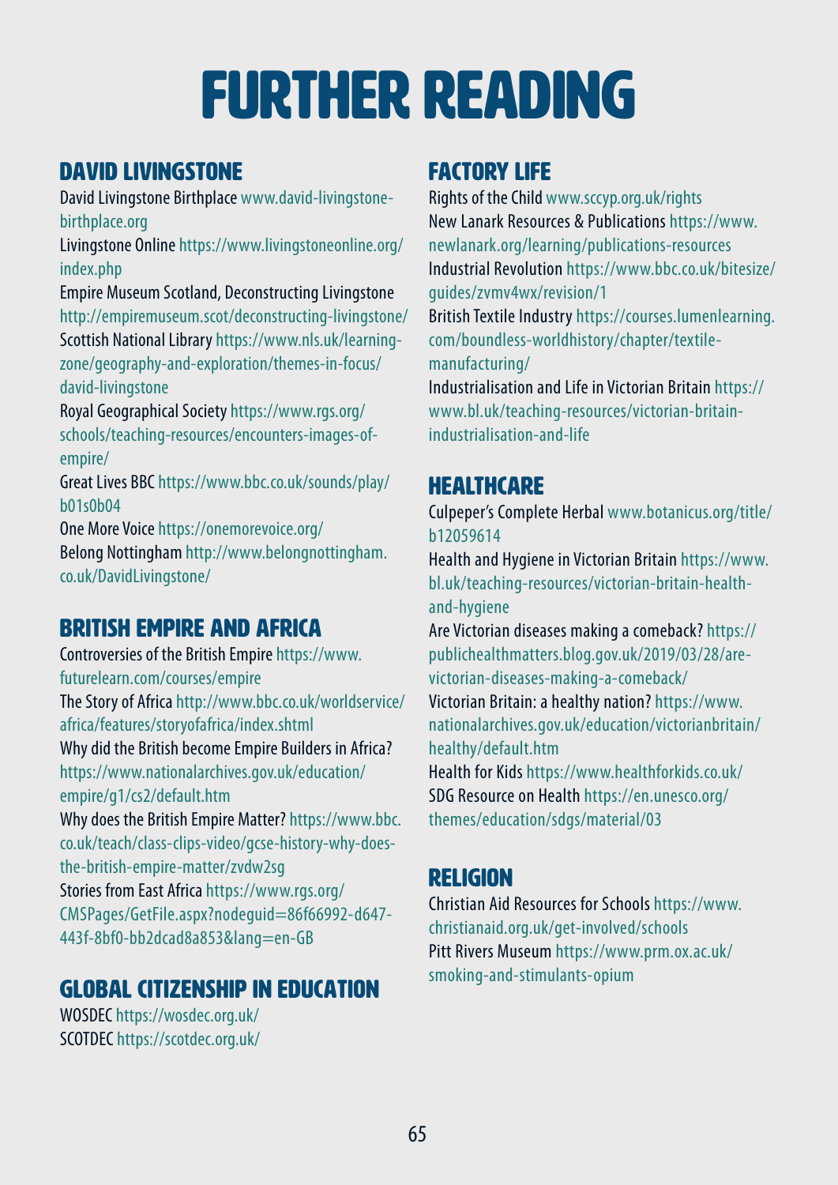# FURTHER READING

## DAVID LIVINGSTONE

David Livingstone Birthplace www.david-livingstone-birthplace.org

Livingstone Online https://www.livingstoneonline.org/index.php

Empire Museum Scotland, Deconstructing Livingstone http://empiremuseum.scot/deconstructing-livingstone/

Scottish National Library https://www.nls.uk/learning-zone/geography-and-exploration/themes-in-focus/david-livingstone

Royal Geographical Society https://www.rgs.org/schools/teaching-resources/encounters-images-of-empire/

Great Lives BBC https://www.bbc.co.uk/sounds/play/b01s0b04

One More Voice https://onemorevoice.org/

Belong Nottingham http://www.belongnottingham.co.uk/DavidLivingstone/

## BRITISH EMPIRE AND AFRICA

Controversies of the British Empire https://www.futurelearn.com/courses/empire

The Story of Africa http://www.bbc.co.uk/worldservice/africa/features/storyofafrica/index.shtml

Why did the British become Empire Builders in Africa? https://www.nationalarchives.gov.uk/education/empire/g1/cs2/default.htm

Why does the British Empire Matter? https://www.bbc.co.uk/teach/class-clips-video/gcse-history-why-does-the-british-empire-matter/zvdw2sg

Stories from East Africa https://www.rgs.org/CMSPages/GetFile.aspx?nodeguid=86f66992-d647-443f-8bf0-bb2dcad8a853&lang=en-GB

## GLOBAL CITIZENSHIP IN EDUCATION

WOSDEC https://wosdec.org.uk/

SCOTDEC https://scotdec.org.uk/

## FACTORY LIFE

Rights of the Child www.sccyp.org.uk/rights

New Lanark Resources & Publications https://www.newlanark.org/learning/publications-resources

Industrial Revolution https://www.bbc.co.uk/bitesize/guides/zvmv4wx/revision/1

British Textile Industry https://courses.lumenlearning.com/boundless-worldhistory/chapter/textile-manufacturing/

Industrialisation and Life in Victorian Britain https://www.bl.uk/teaching-resources/victorian-britain-industrialisation-and-life

## HEALTHCARE

Culpeper's Complete Herbal www.botanicus.org/title/b12059614

Health and Hygiene in Victorian Britain https://www.bl.uk/teaching-resources/victorian-britain-health-and-hygiene

Are Victorian diseases making a comeback? https://publichealthmatters.blog.gov.uk/2019/03/28/are-victorian-diseases-making-a-comeback/

Victorian Britain: a healthy nation? https://www.nationalarchives.gov.uk/education/victorianbritain/healthy/default.htm

Health for Kids https://www.healthforkids.co.uk/

SDG Resource on Health https://en.unesco.org/themes/education/sdgs/material/03

## RELIGION

Christian Aid Resources for Schools https://www.christianaid.org.uk/get-involved/schools

Pitt Rivers Museum https://www.prm.ox.ac.uk/smoking-and-stimulants-opium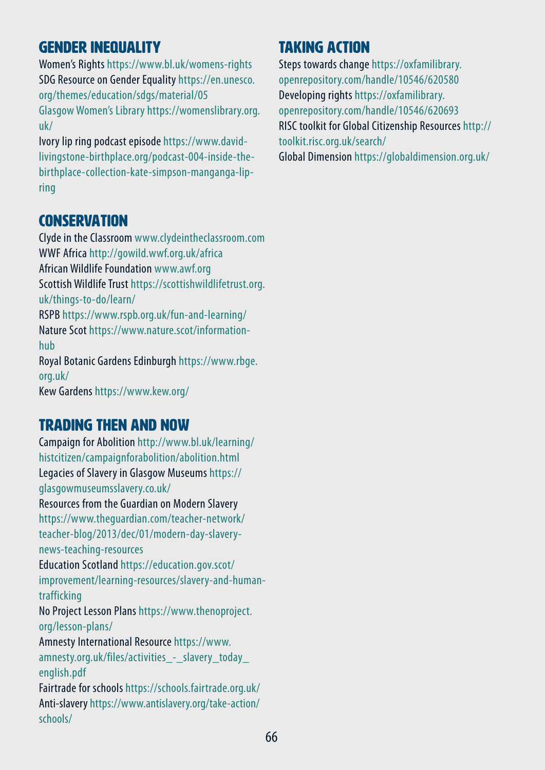## GENDER INEQUALITY

Women's Rights https://www.bl.uk/womens-rights
SDG Resource on Gender Equality https://en.unesco.org/themes/education/sdgs/material/05
Glasgow Women's Library https://womenslibrary.org.uk/
Ivory lip ring podcast episode https://www.david-livingstone-birthplace.org/podcast-004-inside-the-birthplace-collection-kate-simpson-manganga-lip-ring

## CONSERVATION

Clyde in the Classroom www.clydeintheclassroom.com
WWF Africa http://gowild.wwf.org.uk/africa
African Wildlife Foundation www.awf.org
Scottish Wildlife Trust https://scottishwildlifetrust.org.uk/things-to-do/learn/
RSPB https://www.rspb.org.uk/fun-and-learning/
Nature Scot https://www.nature.scot/information-hub
Royal Botanic Gardens Edinburgh https://www.rbge.org.uk/
Kew Gardens https://www.kew.org/

## TRADING THEN AND NOW

Campaign for Abolition http://www.bl.uk/learning/histcitizen/campaignforabolition/abolition.html
Legacies of Slavery in Glasgow Museums https://glasgowmuseumsslavery.co.uk/
Resources from the Guardian on Modern Slavery https://www.theguardian.com/teacher-network/teacher-blog/2013/dec/01/modern-day-slavery-news-teaching-resources
Education Scotland https://education.gov.scot/improvement/learning-resources/slavery-and-human-trafficking
No Project Lesson Plans https://www.thenoproject.org/lesson-plans/
Amnesty International Resource https://www.amnesty.org.uk/files/activities_-_slavery_today_english.pdf
Fairtrade for schools https://schools.fairtrade.org.uk/
Anti-slavery https://www.antislavery.org/take-action/schools/

## TAKING ACTION

Steps towards change https://oxfamilibrary.openrepository.com/handle/10546/620580
Developing rights https://oxfamilibrary.openrepository.com/handle/10546/620693
RISC toolkit for Global Citizenship Resources http://toolkit.risc.org.uk/search/
Global Dimension https://globaldimension.org.uk/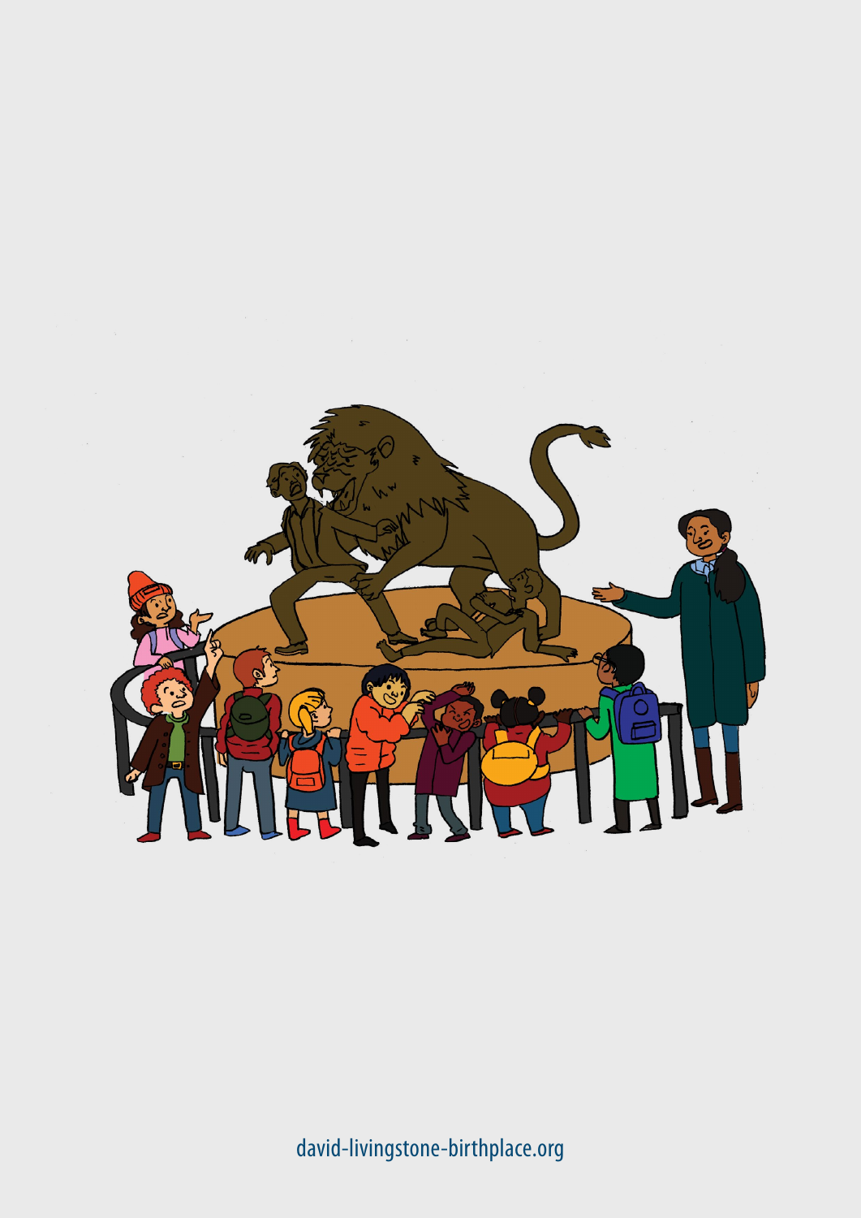david-livingstone-birthplace.org